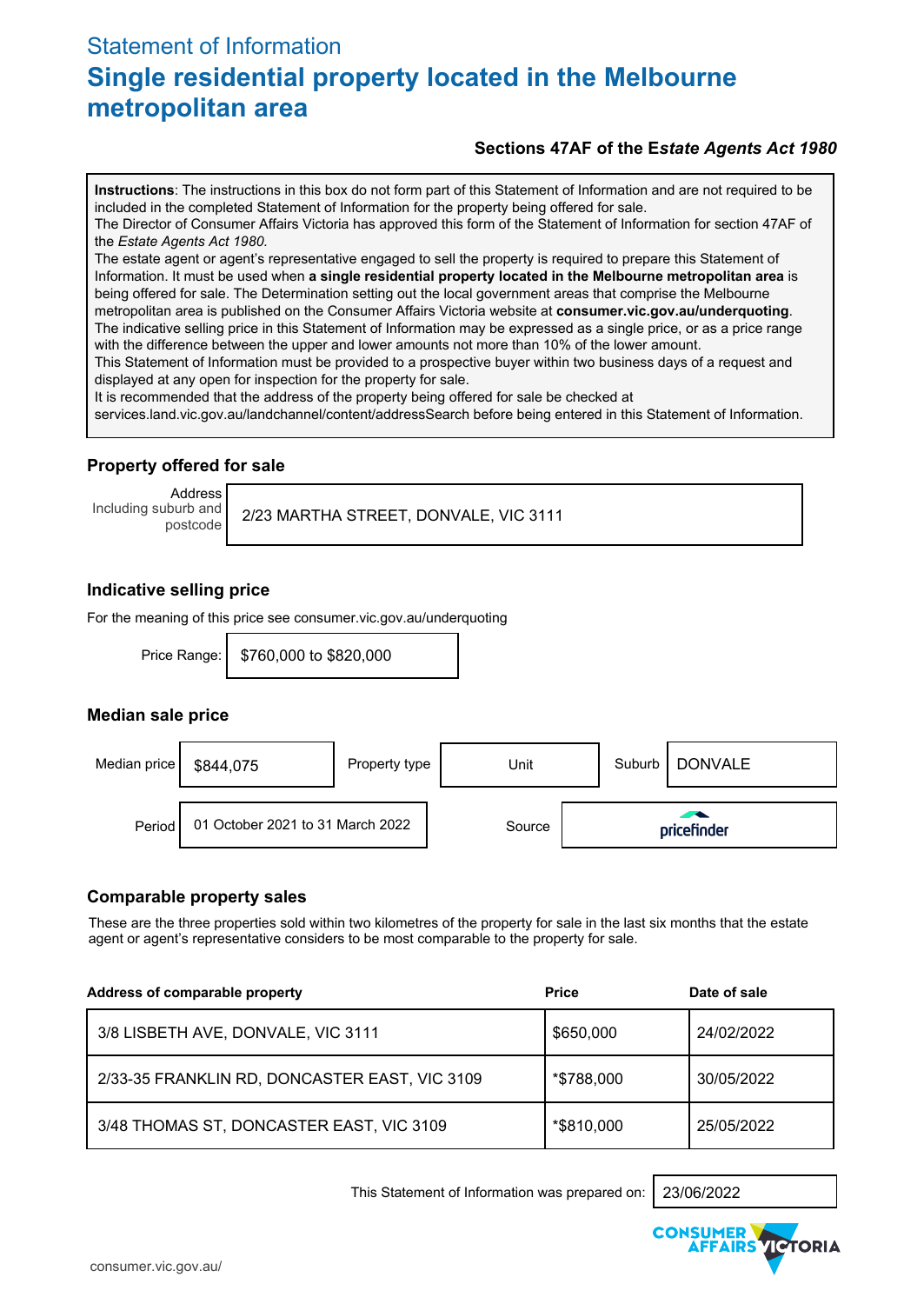# Statement of Information

## Single residential property located in the Melbourne metropolitan area

**Sections 47AF of the E*state Agents Act 1980***

**Instructions**: The instructions in this box do not form part of this Statement of Information and are not required to be included in the completed Statement of Information for the property being offered for sale.
The Director of Consumer Affairs Victoria has approved this form of the Statement of Information for section 47AF of the *Estate Agents Act 1980.*
The estate agent or agent's representative engaged to sell the property is required to prepare this Statement of Information. It must be used when **a single residential property located in the Melbourne metropolitan area** is being offered for sale. The Determination setting out the local government areas that comprise the Melbourne metropolitan area is published on the Consumer Affairs Victoria website at **consumer.vic.gov.au/underquoting**.
The indicative selling price in this Statement of Information may be expressed as a single price, or as a price range with the difference between the upper and lower amounts not more than 10% of the lower amount.
This Statement of Information must be provided to a prospective buyer within two business days of a request and displayed at any open for inspection for the property for sale.
It is recommended that the address of the property being offered for sale be checked at services.land.vic.gov.au/landchannel/content/addressSearch before being entered in this Statement of Information.

### Property offered for sale

| Address Including suburb and postcode | 2/23 MARTHA STREET, DONVALE, VIC 3111 |
|---|---|

### Indicative selling price

For the meaning of this price see consumer.vic.gov.au/underquoting

| Price Range: | $760,000 to $820,000 |
|---|---|

### Median sale price

| Median price | $844,075 | Property type | Unit | Suburb | DONVALE |
|---|---|---|---|---|---|
| Period | 01 October 2021 to 31 March 2022 | Source | pricefinder | | |

### Comparable property sales

These are the three properties sold within two kilometres of the property for sale in the last six months that the estate agent or agent's representative considers to be most comparable to the property for sale.

| Address of comparable property | Price | Date of sale |
|---|---|---|
| 3/8 LISBETH AVE, DONVALE, VIC 3111 | $650,000 | 24/02/2022 |
| 2/33-35 FRANKLIN RD, DONCASTER EAST, VIC 3109 | *$788,000 | 30/05/2022 |
| 3/48 THOMAS ST, DONCASTER EAST, VIC 3109 | *$810,000 | 25/05/2022 |

This Statement of Information was prepared on: 23/06/2022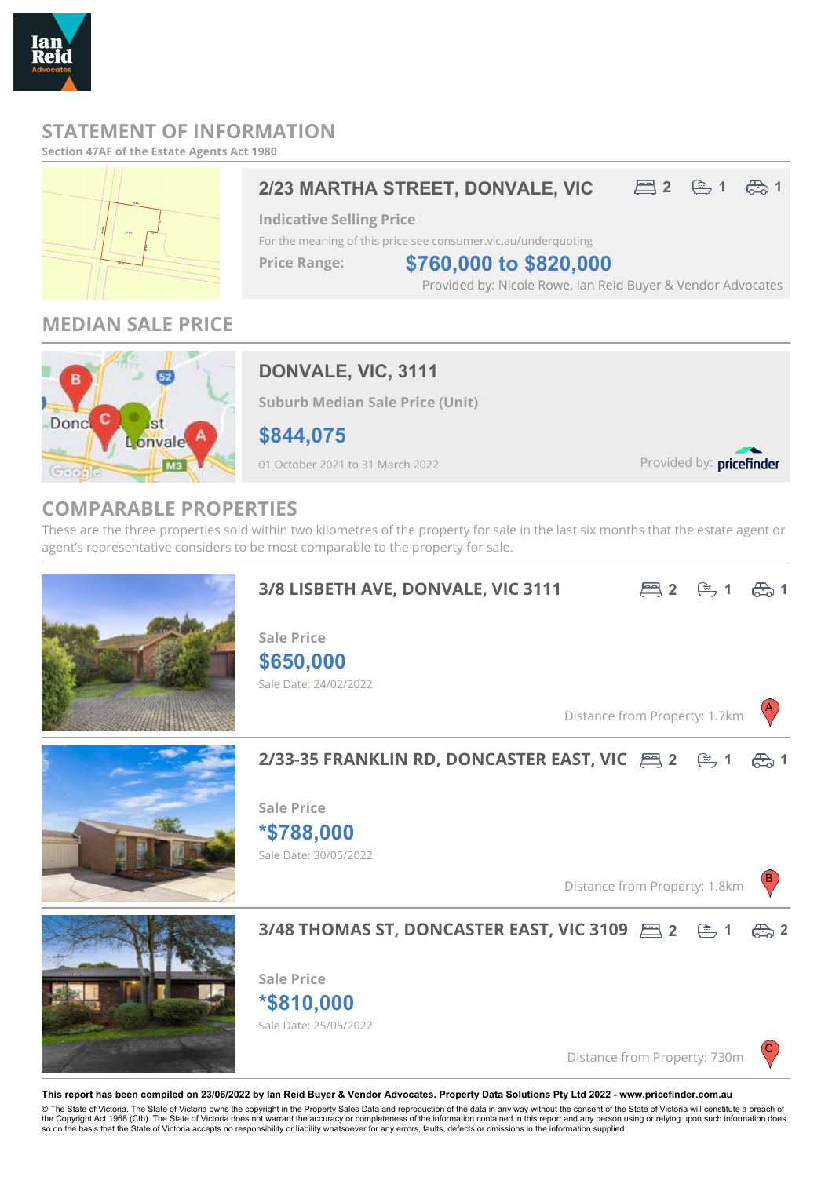# STATEMENT OF INFORMATION

Section 47AF of the Estate Agents Act 1980

## 2/23 MARTHA STREET, DONVALE, VIC

2 | 1 | 1

**Indicative Selling Price**

For the meaning of this price see consumer.vic.au/underquoting

**Price Range:** **$760,000 to $820,000**

Provided by: Nicole Rowe, Ian Reid Buyer & Vendor Advocates

## MEDIAN SALE PRICE

### DONVALE, VIC, 3111

**Suburb Median Sale Price (Unit)**

**$844,075**

01 October 2021 to 31 March 2022

Provided by: pricefinder

## COMPARABLE PROPERTIES

These are the three properties sold within two kilometres of the property for sale in the last six months that the estate agent or agent's representative considers to be most comparable to the property for sale.

### 3/8 LISBETH AVE, DONVALE, VIC 3111

2 | 1 | 1

**Sale Price**

**$650,000**

Sale Date: 24/02/2022

Distance from Property: 1.7km (A)

### 2/33-35 FRANKLIN RD, DONCASTER EAST, VIC

2 | 1 | 1

**Sale Price**

***$788,000**

Sale Date: 30/05/2022

Distance from Property: 1.8km (B)

### 3/48 THOMAS ST, DONCASTER EAST, VIC 3109

2 | 1 | 2

**Sale Price**

***$810,000**

Sale Date: 25/05/2022

Distance from Property: 730m (C)

**This report has been compiled on 23/06/2022 by Ian Reid Buyer & Vendor Advocates. Property Data Solutions Pty Ltd 2022 - www.pricefinder.com.au**

© The State of Victoria. The State of Victoria owns the copyright in the Property Sales Data and reproduction of the data in any way without the consent of the State of Victoria will constitute a breach of the Copyright Act 1968 (Cth). The State of Victoria does not warrant the accuracy or completeness of the information contained in this report and any person using or relying upon such information does so on the basis that the State of Victoria accepts no responsibility or liability whatsoever for any errors, faults, defects or omissions in the information supplied.